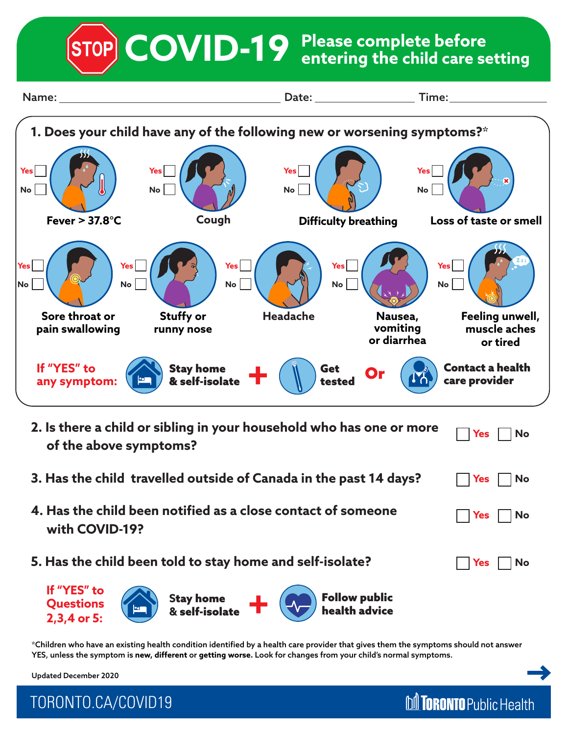# COVID-19 Please complete before entering the child care setting

Name: ______________________ Date: ______________ Time: ______________

## 1. Does your child have any of the following new or worsening symptoms?*

- Yes ☐ No ☐ **Fever > 37.8°C**
- Yes ☐ No ☐ **Cough**
- Yes ☐ No ☐ **Difficulty breathing**
- Yes ☐ No ☐ **Loss of taste or smell**
- Yes ☐ No ☐ **Sore throat or pain swallowing**
- Yes ☐ No ☐ **Stuffy or runny nose**
- Yes ☐ No ☐ **Headache**
- Yes ☐ No ☐ **Nausea, vomiting or diarrhea**
- Yes ☐ No ☐ **Feeling unwell, muscle aches or tired**

**If "YES" to any symptom:** Stay home & self-isolate + Get tested Or Contact a health care provider

## 2. Is there a child or sibling in your household who has one or more of the above symptoms?
☐ Yes ☐ No

## 3. Has the child travelled outside of Canada in the past 14 days?
☐ Yes ☐ No

## 4. Has the child been notified as a close contact of someone with COVID-19?
☐ Yes ☐ No

## 5. Has the child been told to stay home and self-isolate?
☐ Yes ☐ No

**If "YES" to Questions 2,3,4 or 5:** Stay home & self-isolate + Follow public health advice

*Children who have an existing health condition identified by a health care provider that gives them the symptoms should not answer YES, unless the symptom is **new**, **different** or **getting worse**. Look for changes from your child's normal symptoms.

Updated December 2020

TORONTO.CA/COVID19

Toronto Public Health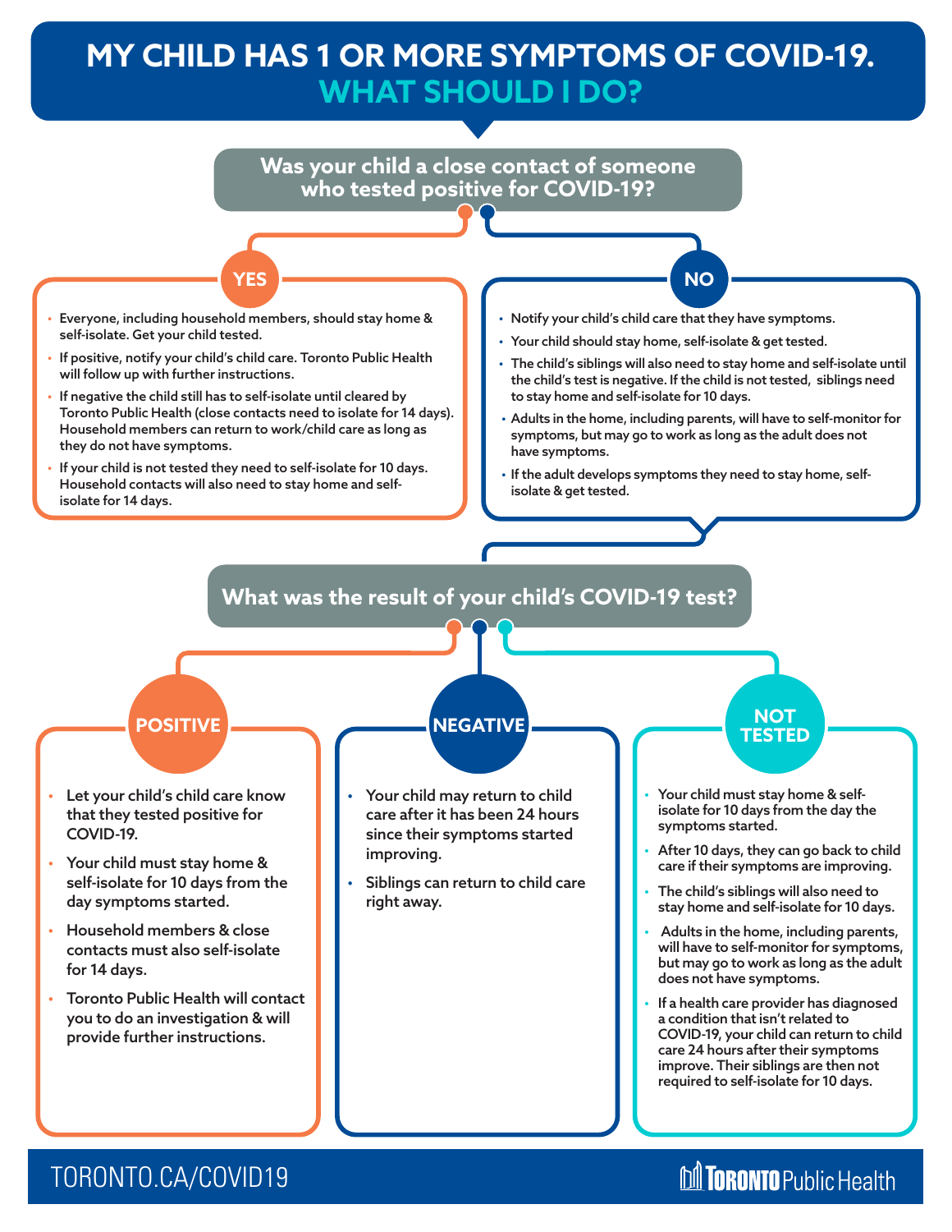# MY CHILD HAS 1 OR MORE SYMPTOMS OF COVID-19. WHAT SHOULD I DO?

## Was your child a close contact of someone who tested positive for COVID-19?

### YES

- Everyone, including household members, should stay home & self-isolate. Get your child tested.
- If positive, notify your child's child care. Toronto Public Health will follow up with further instructions.
- If negative the child still has to self-isolate until cleared by Toronto Public Health (close contacts need to isolate for 14 days). Household members can return to work/child care as long as they do not have symptoms.
- If your child is not tested they need to self-isolate for 10 days. Household contacts will also need to stay home and self-isolate for 14 days.

### NO

- Notify your child's child care that they have symptoms.
- Your child should stay home, self-isolate & get tested.
- The child's siblings will also need to stay home and self-isolate until the child's test is negative. If the child is not tested, siblings need to stay home and self-isolate for 10 days.
- Adults in the home, including parents, will have to self-monitor for symptoms, but may go to work as long as the adult does not have symptoms.
- If the adult develops symptoms they need to stay home, self-isolate & get tested.

## What was the result of your child's COVID-19 test?

### POSITIVE

- Let your child's child care know that they tested positive for COVID-19.
- Your child must stay home & self-isolate for 10 days from the day symptoms started.
- Household members & close contacts must also self-isolate for 14 days.
- Toronto Public Health will contact you to do an investigation & will provide further instructions.

### NEGATIVE

- Your child may return to child care after it has been 24 hours since their symptoms started improving.
- Siblings can return to child care right away.

### NOT TESTED

- Your child must stay home & self-isolate for 10 days from the day the symptoms started.
- After 10 days, they can go back to child care if their symptoms are improving.
- The child's siblings will also need to stay home and self-isolate for 10 days.
- Adults in the home, including parents, will have to self-monitor for symptoms, but may go to work as long as the adult does not have symptoms.
- If a health care provider has diagnosed a condition that isn't related to COVID-19, your child can return to child care 24 hours after their symptoms improve. Their siblings are then not required to self-isolate for 10 days.

TORONTO.CA/COVID19

TORONTO Public Health